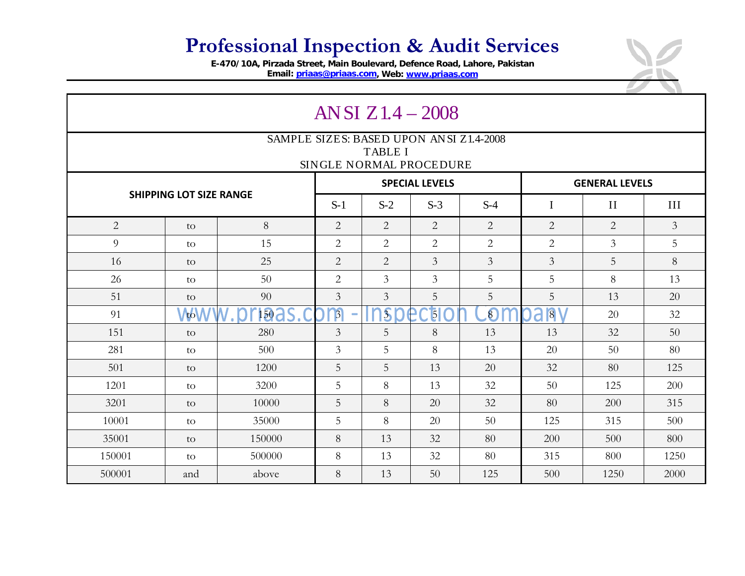# Professional Inspection & Audit Services

**E-470/10A, Pirzada Street, Main Boulevard, Defence Road, Lahore, Pakistan**
**Email: priaas@priaas.com, Web: www.priaas.com**

## ANSI Z1.4 – 2008

SAMPLE SIZES: BASED UPON ANSI Z1.4-2008
TABLE I
SINGLE NORMAL PROCEDURE

| SHIPPING LOT SIZE RANGE | | | SPECIAL LEVELS | | | | GENERAL LEVELS | | |
|---|---|---|---|---|---|---|---|---|---|
| | | | S-1 | S-2 | S-3 | S-4 | I | II | III |
| 2 | to | 8 | 2 | 2 | 2 | 2 | 2 | 2 | 3 |
| 9 | to | 15 | 2 | 2 | 2 | 2 | 2 | 3 | 5 |
| 16 | to | 25 | 2 | 2 | 3 | 3 | 3 | 5 | 8 |
| 26 | to | 50 | 2 | 3 | 3 | 5 | 5 | 8 | 13 |
| 51 | to | 90 | 3 | 3 | 5 | 5 | 5 | 13 | 20 |
| 91 | to | 150 | 3 | 3 | 5 | 8 | 8 | 20 | 32 |
| 151 | to | 280 | 3 | 5 | 8 | 13 | 13 | 32 | 50 |
| 281 | to | 500 | 3 | 5 | 8 | 13 | 20 | 50 | 80 |
| 501 | to | 1200 | 5 | 5 | 13 | 20 | 32 | 80 | 125 |
| 1201 | to | 3200 | 5 | 8 | 13 | 32 | 50 | 125 | 200 |
| 3201 | to | 10000 | 5 | 8 | 20 | 32 | 80 | 200 | 315 |
| 10001 | to | 35000 | 5 | 8 | 20 | 50 | 125 | 315 | 500 |
| 35001 | to | 150000 | 8 | 13 | 32 | 80 | 200 | 500 | 800 |
| 150001 | to | 500000 | 8 | 13 | 32 | 80 | 315 | 800 | 1250 |
| 500001 | and | above | 8 | 13 | 50 | 125 | 500 | 1250 | 2000 |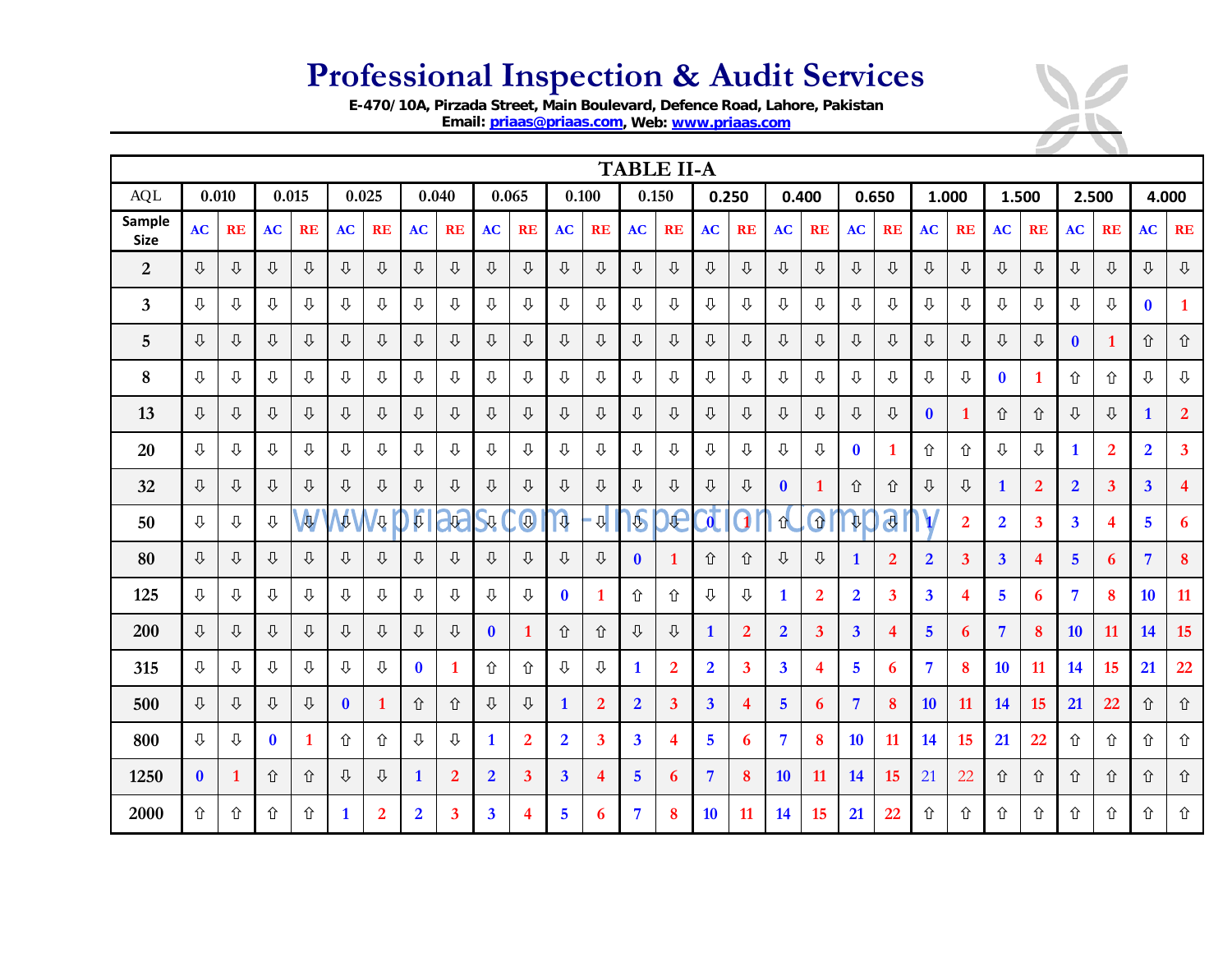# Professional Inspection & Audit Services

**E-470/ 10A, Pirzada Street, Main Boulevard, Defence Road, Lahore, Pakistan**
**Email: priaas@priaas.com, Web: www.priaas.com**

**TABLE II-A**

| AQL | 0.010 | | 0.015 | | 0.025 | | 0.040 | | 0.065 | | 0.100 | | 0.150 | | 0.250 | | 0.400 | | 0.650 | | 1.000 | | 1.500 | | 2.500 | | 4.000 | |
|---|---|---|---|---|---|---|---|---|---|---|---|---|---|---|---|---|---|---|---|---|---|---|---|---|---|---|---|---|
| **Sample Size** | AC | RE | AC | RE | AC | RE | AC | RE | AC | RE | AC | RE | AC | RE | AC | RE | AC | RE | AC | RE | AC | RE | AC | RE | AC | RE | AC | RE |
| **2** | ⇩ | ⇩ | ⇩ | ⇩ | ⇩ | ⇩ | ⇩ | ⇩ | ⇩ | ⇩ | ⇩ | ⇩ | ⇩ | ⇩ | ⇩ | ⇩ | ⇩ | ⇩ | ⇩ | ⇩ | ⇩ | ⇩ | ⇩ | ⇩ | ⇩ | ⇩ | ⇩ | ⇩ |
| **3** | ⇩ | ⇩ | ⇩ | ⇩ | ⇩ | ⇩ | ⇩ | ⇩ | ⇩ | ⇩ | ⇩ | ⇩ | ⇩ | ⇩ | ⇩ | ⇩ | ⇩ | ⇩ | ⇩ | ⇩ | ⇩ | ⇩ | ⇩ | ⇩ | ⇩ | ⇩ | 0 | 1 |
| **5** | ⇩ | ⇩ | ⇩ | ⇩ | ⇩ | ⇩ | ⇩ | ⇩ | ⇩ | ⇩ | ⇩ | ⇩ | ⇩ | ⇩ | ⇩ | ⇩ | ⇩ | ⇩ | ⇩ | ⇩ | ⇩ | ⇩ | ⇩ | ⇩ | 0 | 1 | ⇧ | ⇧ |
| **8** | ⇩ | ⇩ | ⇩ | ⇩ | ⇩ | ⇩ | ⇩ | ⇩ | ⇩ | ⇩ | ⇩ | ⇩ | ⇩ | ⇩ | ⇩ | ⇩ | ⇩ | ⇩ | ⇩ | ⇩ | ⇩ | ⇩ | 0 | 1 | ⇧ | ⇧ | ⇩ | ⇩ |
| **13** | ⇩ | ⇩ | ⇩ | ⇩ | ⇩ | ⇩ | ⇩ | ⇩ | ⇩ | ⇩ | ⇩ | ⇩ | ⇩ | ⇩ | ⇩ | ⇩ | ⇩ | ⇩ | ⇩ | ⇩ | 0 | 1 | ⇧ | ⇧ | ⇩ | ⇩ | 1 | 2 |
| **20** | ⇩ | ⇩ | ⇩ | ⇩ | ⇩ | ⇩ | ⇩ | ⇩ | ⇩ | ⇩ | ⇩ | ⇩ | ⇩ | ⇩ | ⇩ | ⇩ | ⇩ | ⇩ | 0 | 1 | ⇧ | ⇧ | ⇩ | ⇩ | 1 | 2 | 2 | 3 |
| **32** | ⇩ | ⇩ | ⇩ | ⇩ | ⇩ | ⇩ | ⇩ | ⇩ | ⇩ | ⇩ | ⇩ | ⇩ | ⇩ | ⇩ | ⇩ | ⇩ | 0 | 1 | ⇧ | ⇧ | ⇩ | ⇩ | 1 | 2 | 2 | 3 | 3 | 4 |
| **50** | ⇩ | ⇩ | ⇩ | ⇩ | ⇩ | ⇩ | ⇩ | ⇩ | ⇩ | ⇩ | ⇩ | ⇩ | ⇩ | ⇩ | 0 | 1 | ⇧ | ⇧ | ⇩ | ⇩ | 1 | 2 | 2 | 3 | 3 | 4 | 5 | 6 |
| **80** | ⇩ | ⇩ | ⇩ | ⇩ | ⇩ | ⇩ | ⇩ | ⇩ | ⇩ | ⇩ | ⇩ | ⇩ | 0 | 1 | ⇧ | ⇧ | ⇩ | ⇩ | 1 | 2 | 2 | 3 | 3 | 4 | 5 | 6 | 7 | 8 |
| **125** | ⇩ | ⇩ | ⇩ | ⇩ | ⇩ | ⇩ | ⇩ | ⇩ | ⇩ | ⇩ | 0 | 1 | ⇧ | ⇧ | ⇩ | ⇩ | 1 | 2 | 2 | 3 | 3 | 4 | 5 | 6 | 7 | 8 | 10 | 11 |
| **200** | ⇩ | ⇩ | ⇩ | ⇩ | ⇩ | ⇩ | ⇩ | ⇩ | 0 | 1 | ⇧ | ⇧ | ⇩ | ⇩ | 1 | 2 | 2 | 3 | 3 | 4 | 5 | 6 | 7 | 8 | 10 | 11 | 14 | 15 |
| **315** | ⇩ | ⇩ | ⇩ | ⇩ | ⇩ | ⇩ | 0 | 1 | ⇧ | ⇧ | ⇩ | ⇩ | 1 | 2 | 2 | 3 | 3 | 4 | 5 | 6 | 7 | 8 | 10 | 11 | 14 | 15 | 21 | 22 |
| **500** | ⇩ | ⇩ | ⇩ | ⇩ | 0 | 1 | ⇧ | ⇧ | ⇩ | ⇩ | 1 | 2 | 2 | 3 | 3 | 4 | 5 | 6 | 7 | 8 | 10 | 11 | 14 | 15 | 21 | 22 | ⇧ | ⇧ |
| **800** | ⇩ | ⇩ | 0 | 1 | ⇧ | ⇧ | ⇩ | ⇩ | 1 | 2 | 2 | 3 | 3 | 4 | 5 | 6 | 7 | 8 | 10 | 11 | 14 | 15 | 21 | 22 | ⇧ | ⇧ | ⇧ | ⇧ |
| **1250** | 0 | 1 | ⇧ | ⇧ | ⇩ | ⇩ | 1 | 2 | 2 | 3 | 3 | 4 | 5 | 6 | 7 | 8 | 10 | 11 | 14 | 15 | 21 | 22 | ⇧ | ⇧ | ⇧ | ⇧ | ⇧ | ⇧ |
| **2000** | ⇧ | ⇧ | ⇧ | ⇧ | 1 | 2 | 2 | 3 | 3 | 4 | 5 | 6 | 7 | 8 | 10 | 11 | 14 | 15 | 21 | 22 | ⇧ | ⇧ | ⇧ | ⇧ | ⇧ | ⇧ | ⇧ | ⇧ |